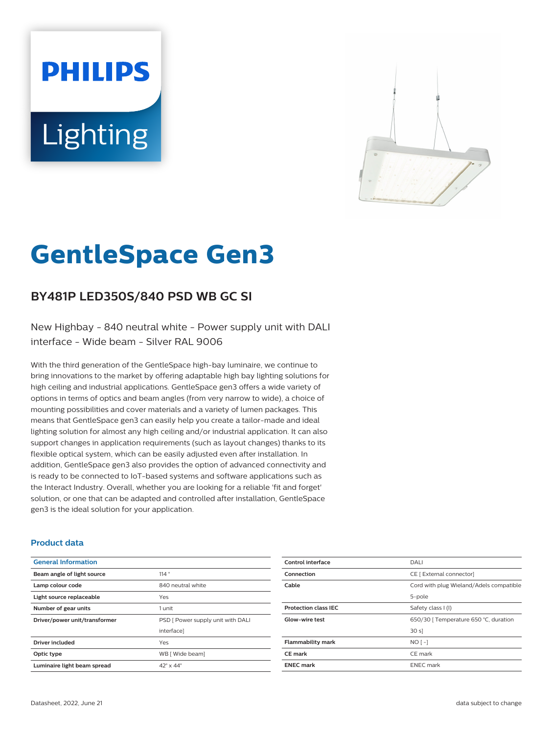# GentleSpace Gen3

## BY481P LED350S/840 PSD WB GC SI

New Highbay - 840 neutral white - Power supply unit with DALI interface - Wide beam - Silver RAL 9006

With the third generation of the GentleSpace high-bay luminaire, we continue to bring innovations to the market by offering adaptable high bay lighting solutions for high ceiling and industrial applications. GentleSpace gen3 offers a wide variety of options in terms of optics and beam angles (from very narrow to wide), a choice of mounting possibilities and cover materials and a variety of lumen packages. This means that GentleSpace gen3 can easily help you create a tailor-made and ideal lighting solution for almost any high ceiling and/or industrial application. It can also support changes in application requirements (such as layout changes) thanks to its flexible optical system, which can be easily adjusted even after installation. In addition, GentleSpace gen3 also provides the option of advanced connectivity and is ready to be connected to IoT-based systems and software applications such as the Interact Industry. Overall, whether you are looking for a reliable 'fit and forget' solution, or one that can be adapted and controlled after installation, GentleSpace gen3 is the ideal solution for your application.

### Product data

| General Information | |
|---|---|
| **Beam angle of light source** | 114 ° |
| **Lamp colour code** | 840 neutral white |
| **Light source replaceable** | Yes |
| **Number of gear units** | 1 unit |
| **Driver/power unit/transformer** | PSD [ Power supply unit with DALI interface] |
| **Driver included** | Yes |
| **Optic type** | WB [ Wide beam] |
| **Luminaire light beam spread** | 42° x 44° |
| **Control interface** | DALI |
| **Connection** | CE [ External connector] |
| **Cable** | Cord with plug Wieland/Adels compatible 5-pole |
| **Protection class IEC** | Safety class I (I) |
| **Glow-wire test** | 650/30 [ Temperature 650 °C, duration 30 s] |
| **Flammability mark** | NO [ -] |
| **CE mark** | CE mark |
| **ENEC mark** | ENEC mark |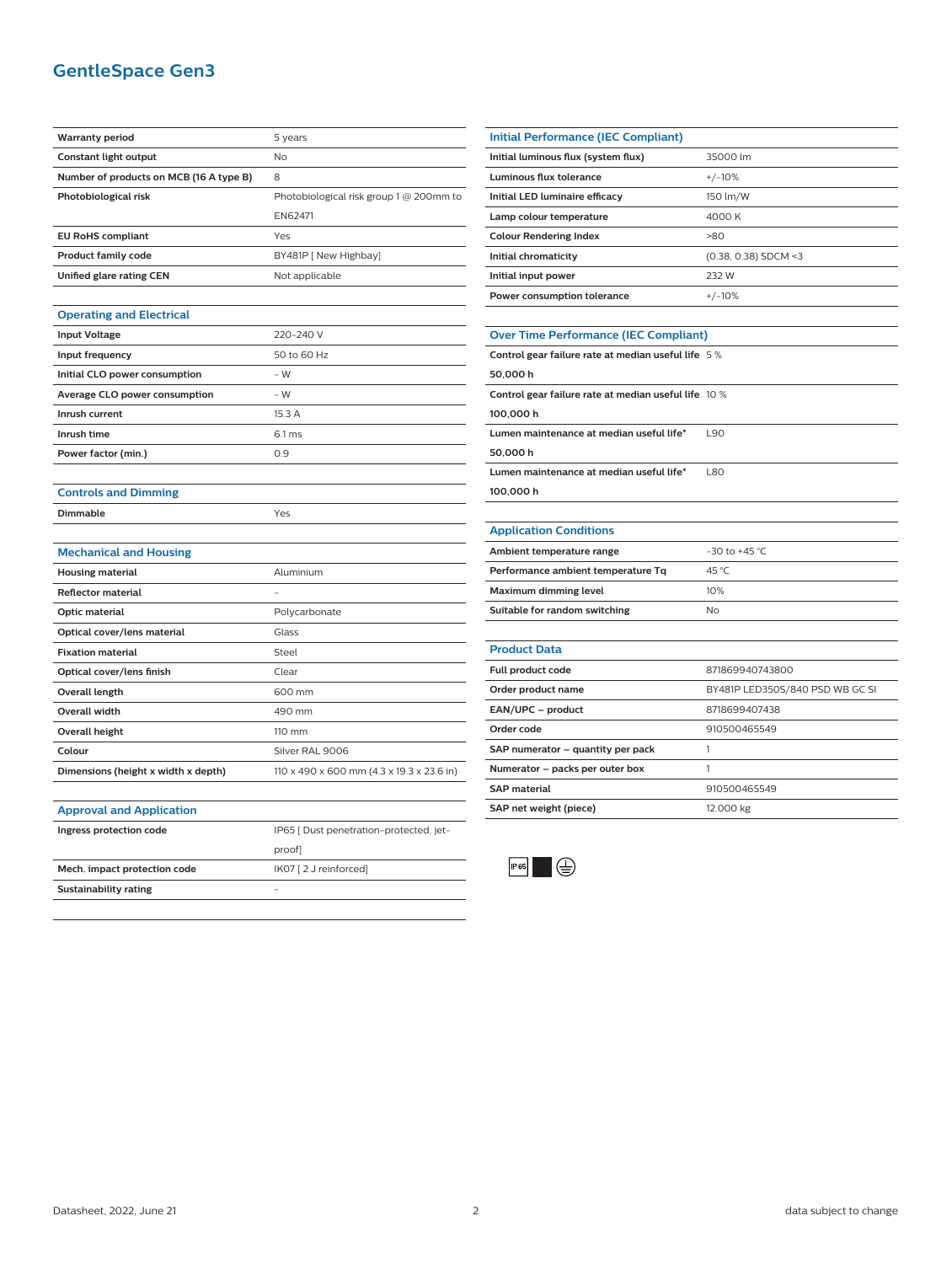## GentleSpace Gen3

| | |
|---|---|
| **Warranty period** | 5 years |
| **Constant light output** | No |
| **Number of products on MCB (16 A type B)** | 8 |
| **Photobiological risk** | Photobiological risk group 1 @ 200mm to EN62471 |
| **EU RoHS compliant** | Yes |
| **Product family code** | BY481P [ New Highbay] |
| **Unified glare rating CEN** | Not applicable |

### Operating and Electrical

| | |
|---|---|
| **Input Voltage** | 220-240 V |
| **Input frequency** | 50 to 60 Hz |
| **Initial CLO power consumption** | - W |
| **Average CLO power consumption** | - W |
| **Inrush current** | 15.3 A |
| **Inrush time** | 6.1 ms |
| **Power factor (min.)** | 0.9 |

### Controls and Dimming

| | |
|---|---|
| **Dimmable** | Yes |

### Mechanical and Housing

| | |
|---|---|
| **Housing material** | Aluminium |
| **Reflector material** | - |
| **Optic material** | Polycarbonate |
| **Optical cover/lens material** | Glass |
| **Fixation material** | Steel |
| **Optical cover/lens finish** | Clear |
| **Overall length** | 600 mm |
| **Overall width** | 490 mm |
| **Overall height** | 110 mm |
| **Colour** | Silver RAL 9006 |
| **Dimensions (height x width x depth)** | 110 x 490 x 600 mm (4.3 x 19.3 x 23.6 in) |

### Approval and Application

| | |
|---|---|
| **Ingress protection code** | IP65 [ Dust penetration-protected, jet-proof] |
| **Mech. impact protection code** | IK07 [ 2 J reinforced] |
| **Sustainability rating** | - |

### Initial Performance (IEC Compliant)

| | |
|---|---|
| **Initial luminous flux (system flux)** | 35000 lm |
| **Luminous flux tolerance** | +/-10% |
| **Initial LED luminaire efficacy** | 150 lm/W |
| **Lamp colour temperature** | 4000 K |
| **Colour Rendering Index** | >80 |
| **Initial chromaticity** | (0.38, 0.38) SDCM <3 |
| **Initial input power** | 232 W |
| **Power consumption tolerance** | +/-10% |

### Over Time Performance (IEC Compliant)

| | |
|---|---|
| **Control gear failure rate at median useful life 50,000 h** | 5 % |
| **Control gear failure rate at median useful life 100,000 h** | 10 % |
| **Lumen maintenance at median useful life* 50,000 h** | L90 |
| **Lumen maintenance at median useful life* 100,000 h** | L80 |

### Application Conditions

| | |
|---|---|
| **Ambient temperature range** | -30 to +45 °C |
| **Performance ambient temperature Tq** | 45 °C |
| **Maximum dimming level** | 10% |
| **Suitable for random switching** | No |

### Product Data

| | |
|---|---|
| **Full product code** | 871869940743800 |
| **Order product name** | BY481P LED350S/840 PSD WB GC SI |
| **EAN/UPC – product** | 8718699407438 |
| **Order code** | 910500465549 |
| **SAP numerator – quantity per pack** | 1 |
| **Numerator – packs per outer box** | 1 |
| **SAP material** | 910500465549 |
| **SAP net weight (piece)** | 12.000 kg |

IP65

Datasheet, 2022, June 21 — data subject to change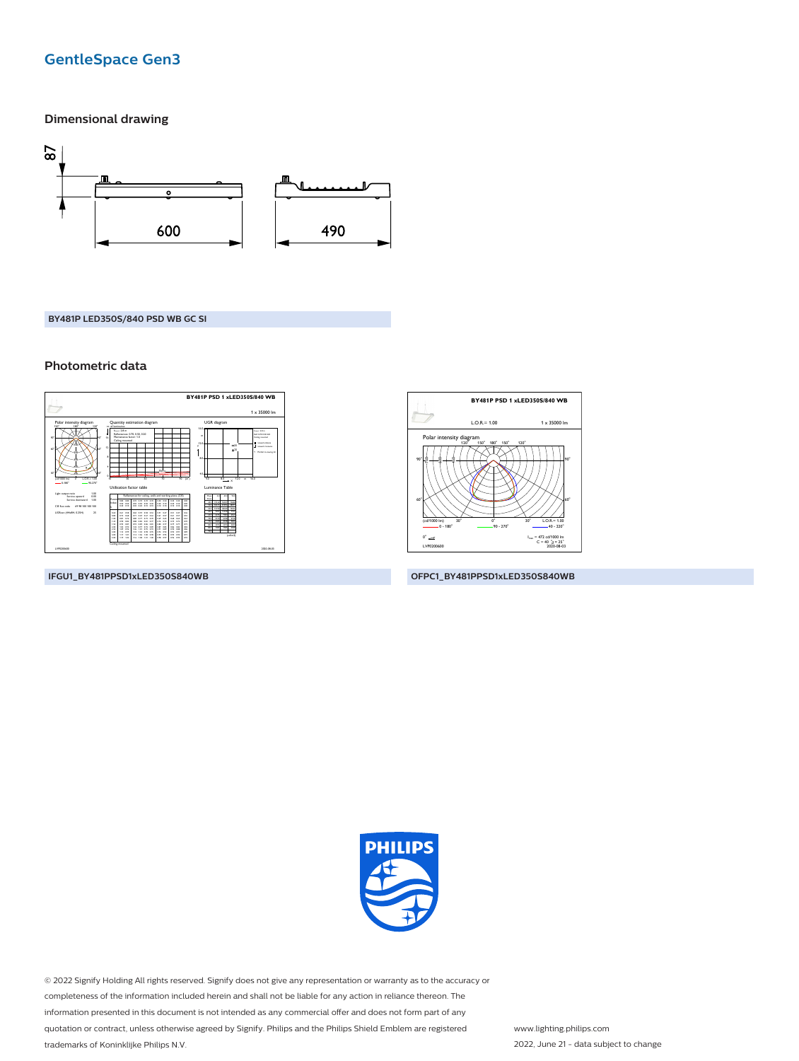# GentleSpace Gen3

## Dimensional drawing

87

600

490

BY481P LED350S/840 PSD WB GC SI

## Photometric data

BY481P PSD 1 xLED350S/840 WB

1 x 35000 lm

IFGU1_BY481PPSD1xLED350S840WB

BY481P PSD 1 xLED350S/840 WB

L.O.R.= 1.00

1 x 35000 lm

Polar intensity diagram

LVP0200600

OFPC1_BY481PPSD1xLED350S840WB

© 2022 Signify Holding All rights reserved. Signify does not give any representation or warranty as to the accuracy or completeness of the information included herein and shall not be liable for any action in reliance thereon. The information presented in this document is not intended as any commercial offer and does not form part of any quotation or contract, unless otherwise agreed by Signify. Philips and the Philips Shield Emblem are registered trademarks of Koninklijke Philips N.V.

www.lighting.philips.com

2022, June 21 - data subject to change